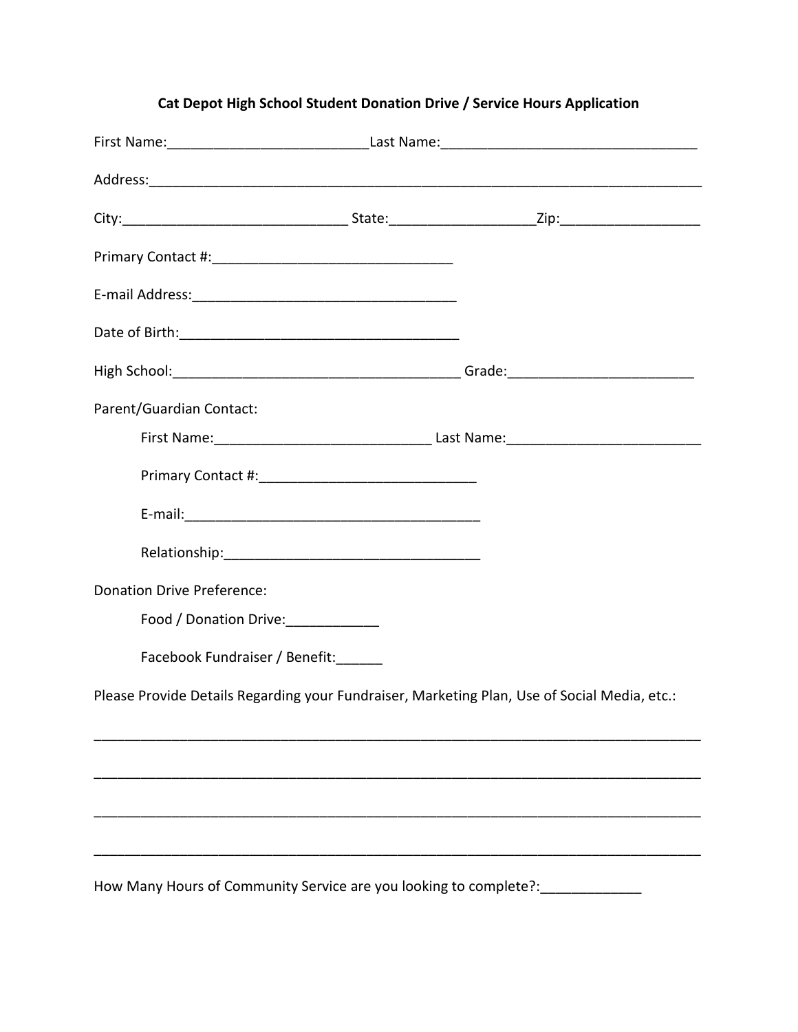**Cat Depot High School Student Donation Drive / Service Hours Application**

First Name:__________________________Last Name:_________________________________

Address:_____________________________________________________________________________

City:_____________________________ State:__________________Zip:__________________

Primary Contact #:_______________________________

E-mail Address:__________________________________

Date of Birth:____________________________________

High School:_____________________________________ Grade:________________________

Parent/Guardian Contact:

First Name:____________________________ Last Name:_________________________

Primary Contact #:____________________________

E-mail:_______________________________________

Relationship:_________________________________

Donation Drive Preference:

Food / Donation Drive:____________

Facebook Fundraiser / Benefit:______

Please Provide Details Regarding your Fundraiser, Marketing Plan, Use of Social Media, etc.:

_______________________________________________________________________________

_______________________________________________________________________________

_______________________________________________________________________________

_______________________________________________________________________________

How Many Hours of Community Service are you looking to complete?:_____________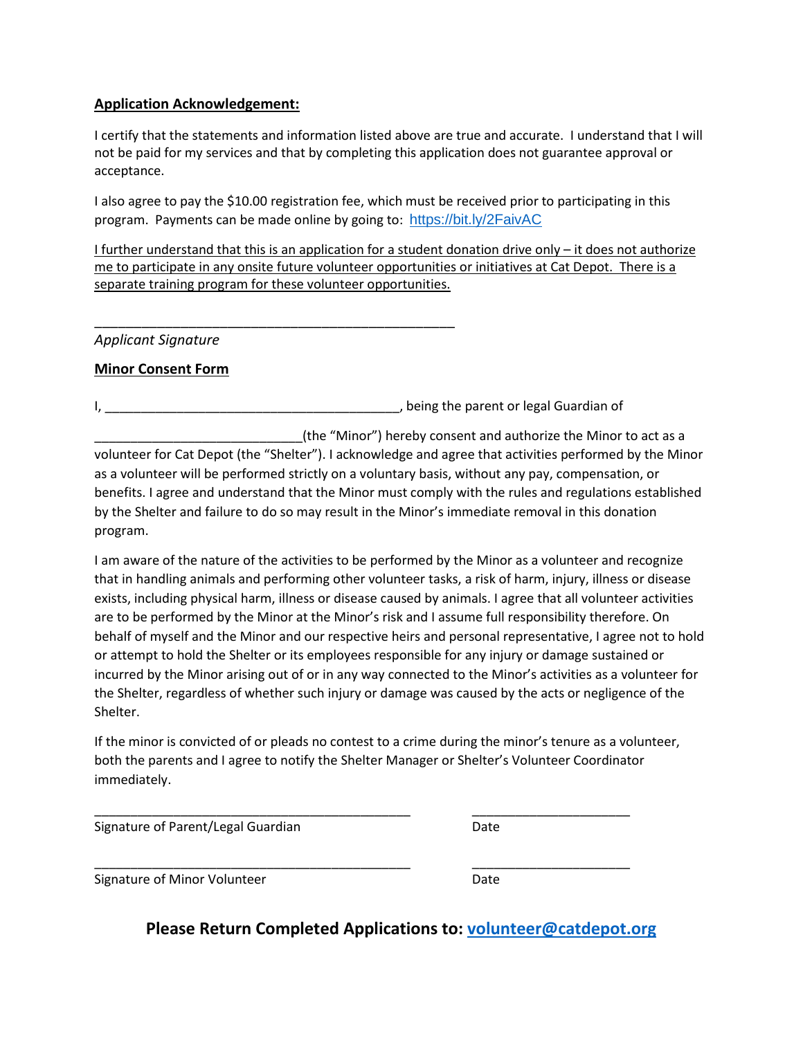**Application Acknowledgement:**

I certify that the statements and information listed above are true and accurate. I understand that I will not be paid for my services and that by completing this application does not guarantee approval or acceptance.

I also agree to pay the $10.00 registration fee, which must be received prior to participating in this program. Payments can be made online by going to: https://bit.ly/2FaivAC

I further understand that this is an application for a student donation drive only – it does not authorize me to participate in any onsite future volunteer opportunities or initiatives at Cat Depot. There is a separate training program for these volunteer opportunities.

\_\_\_\_\_\_\_\_\_\_\_\_\_\_\_\_\_\_\_\_\_\_\_\_\_\_\_\_\_\_\_\_\_\_\_\_\_\_\_\_\_\_\_\_\_\_\_\_

*Applicant Signature*

**Minor Consent Form**

I, \_\_\_\_\_\_\_\_\_\_\_\_\_\_\_\_\_\_\_\_\_\_\_\_\_\_\_\_\_\_\_\_\_\_\_\_\_\_\_\_, being the parent or legal Guardian of

\_\_\_\_\_\_\_\_\_\_\_\_\_\_\_\_\_\_\_\_\_\_\_\_\_\_\_\_(the "Minor") hereby consent and authorize the Minor to act as a volunteer for Cat Depot (the "Shelter"). I acknowledge and agree that activities performed by the Minor as a volunteer will be performed strictly on a voluntary basis, without any pay, compensation, or benefits. I agree and understand that the Minor must comply with the rules and regulations established by the Shelter and failure to do so may result in the Minor's immediate removal in this donation program.

I am aware of the nature of the activities to be performed by the Minor as a volunteer and recognize that in handling animals and performing other volunteer tasks, a risk of harm, injury, illness or disease exists, including physical harm, illness or disease caused by animals. I agree that all volunteer activities are to be performed by the Minor at the Minor's risk and I assume full responsibility therefore. On behalf of myself and the Minor and our respective heirs and personal representative, I agree not to hold or attempt to hold the Shelter or its employees responsible for any injury or damage sustained or incurred by the Minor arising out of or in any way connected to the Minor's activities as a volunteer for the Shelter, regardless of whether such injury or damage was caused by the acts or negligence of the Shelter.

If the minor is convicted of or pleads no contest to a crime during the minor's tenure as a volunteer, both the parents and I agree to notify the Shelter Manager or Shelter's Volunteer Coordinator immediately.

\_\_\_\_\_\_\_\_\_\_\_\_\_\_\_\_\_\_\_\_\_\_\_\_\_\_\_\_\_\_\_\_\_\_\_\_\_\_\_\_\_\_\_\_ \_\_\_\_\_\_\_\_\_\_\_\_\_\_\_\_\_\_\_\_\_\_

Signature of Parent/Legal Guardian Date

\_\_\_\_\_\_\_\_\_\_\_\_\_\_\_\_\_\_\_\_\_\_\_\_\_\_\_\_\_\_\_\_\_\_\_\_\_\_\_\_\_\_\_\_ \_\_\_\_\_\_\_\_\_\_\_\_\_\_\_\_\_\_\_\_\_\_

Signature of Minor Volunteer Date

**Please Return Completed Applications to: volunteer@catdepot.org**